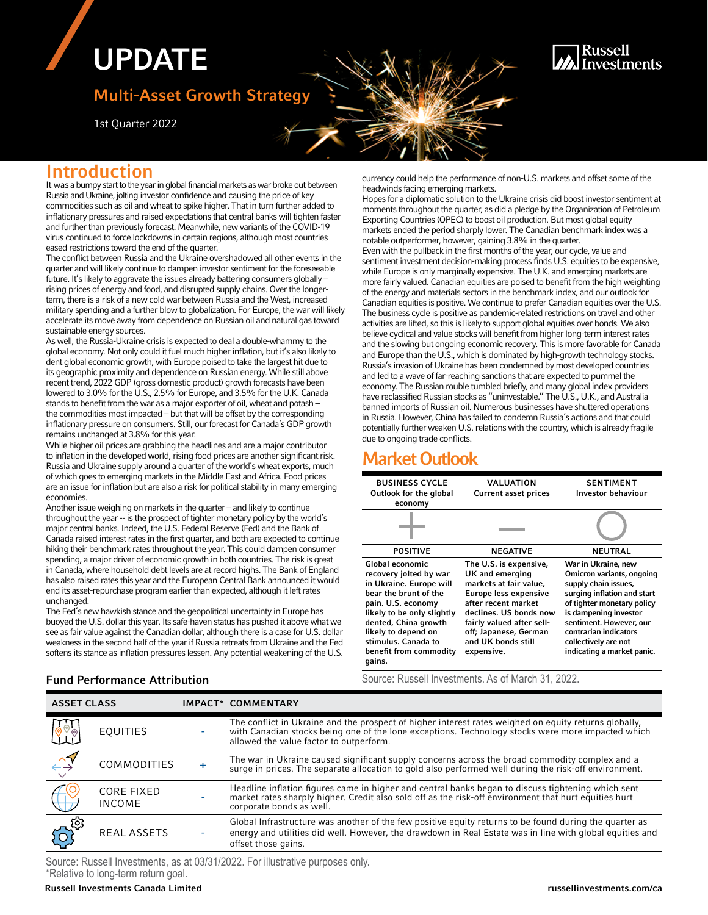# UPDATE

## Multi-Asset Growth Strategy

1st Quarter 2022

## Introduction

It was a bumpy start to the year in global financial markets as war broke out between Russia and Ukraine, jolting investor confidence and causing the price of key commodities such as oil and wheat to spike higher. That in turn further added to inflationary pressures and raised expectations that central banks will tighten faster and further than previously forecast. Meanwhile, new variants of the COVID-19 virus continued to force lockdowns in certain regions, although most countries eased restrictions toward the end of the quarter.

The conflict between Russia and the Ukraine overshadowed all other events in the quarter and will likely continue to dampen investor sentiment for the foreseeable future. It's likely to aggravate the issues already battering consumers globally – rising prices of energy and food, and disrupted supply chains. Over the longer-term, there is a risk of a new cold war between Russia and the West, increased military spending and a further blow to globalization. For Europe, the war will likely accelerate its move away from dependence on Russian oil and natural gas toward sustainable energy sources.

As well, the Russia-Ukraine crisis is expected to deal a double-whammy to the global economy. Not only could it fuel much higher inflation, but it's also likely to dent global economic growth, with Europe poised to take the largest hit due to its geographic proximity and dependence on Russian energy. While still above recent trend, 2022 GDP (gross domestic product) growth forecasts have been lowered to 3.0% for the U.S., 2.5% for Europe, and 3.5% for the U.K. Canada stands to benefit from the war as a major exporter of oil, wheat and potash – the commodities most impacted – but that will be offset by the corresponding inflationary pressure on consumers. Still, our forecast for Canada's GDP growth remains unchanged at 3.8% for this year.

While higher oil prices are grabbing the headlines and are a major contributor to inflation in the developed world, rising food prices are another significant risk. Russia and Ukraine supply around a quarter of the world's wheat exports, much of which goes to emerging markets in the Middle East and Africa. Food prices are an issue for inflation but are also a risk for political stability in many emerging economies.

Another issue weighing on markets in the quarter – and likely to continue throughout the year -- is the prospect of tighter monetary policy by the world's major central banks. Indeed, the U.S. Federal Reserve (Fed) and the Bank of Canada raised interest rates in the first quarter, and both are expected to continue hiking their benchmark rates throughout the year. This could dampen consumer spending, a major driver of economic growth in both countries. The risk is great in Canada, where household debt levels are at record highs. The Bank of England has also raised rates this year and the European Central Bank announced it would end its asset-repurchase program earlier than expected, although it left rates unchanged.

The Fed's new hawkish stance and the geopolitical uncertainty in Europe has buoyed the U.S. dollar this year. Its safe-haven status has pushed it above what we see as fair value against the Canadian dollar, although there is a case for U.S. dollar weakness in the second half of the year if Russia retreats from Ukraine and the Fed softens its stance as inflation pressures lessen. Any potential weakening of the U.S. currency could help the performance of non-U.S. markets and offset some of the headwinds facing emerging markets.

Hopes for a diplomatic solution to the Ukraine crisis did boost investor sentiment at moments throughout the quarter, as did a pledge by the Organization of Petroleum Exporting Countries (OPEC) to boost oil production. But most global equity markets ended the period sharply lower. The Canadian benchmark index was a notable outperformer, however, gaining 3.8% in the quarter.

Even with the pullback in the first months of the year, our cycle, value and sentiment investment decision-making process finds U.S. equities to be expensive, while Europe is only marginally expensive. The U.K. and emerging markets are more fairly valued. Canadian equities are poised to benefit from the high weighting of the energy and materials sectors in the benchmark index, and our outlook for Canadian equities is positive. We continue to prefer Canadian equities over the U.S. The business cycle is positive as pandemic-related restrictions on travel and other activities are lifted, so this is likely to support global equities over bonds. We also believe cyclical and value stocks will benefit from higher long-term interest rates and the slowing but ongoing economic recovery. This is more favorable for Canada and Europe than the U.S., which is dominated by high-growth technology stocks.

Russia's invasion of Ukraine has been condemned by most developed countries and led to a wave of far-reaching sanctions that are expected to pummel the economy. The Russian rouble tumbled briefly, and many global index providers have reclassified Russian stocks as "uninvestable." The U.S., U.K., and Australia banned imports of Russian oil. Numerous businesses have shuttered operations in Russia. However, China has failed to condemn Russia's actions and that could potentially further weaken U.S. relations with the country, which is already fragile due to ongoing trade conflicts.

## Market Outlook

| BUSINESS CYCLE<br>Outlook for the global economy | VALUATION<br>Current asset prices | SENTIMENT<br>Investor behaviour |
|---|---|---|
| + | — | ○ |
| POSITIVE | NEGATIVE | NEUTRAL |
| **Global economic recovery jolted by war in Ukraine. Europe will bear the brunt of the pain. U.S. economy likely to be only slightly dented, China growth likely to depend on stimulus. Canada to benefit from commodity gains.** | **The U.S. is expensive, UK and emerging markets at fair value, Europe less expensive after recent market declines. US bonds now fairly valued after sell-off; Japanese, German and UK bonds still expensive.** | **War in Ukraine, new Omicron variants, ongoing supply chain issues, surging inflation and start of tighter monetary policy is dampening investor sentiment. However, our contrarian indicators collectively are not indicating a market panic.** |

Source: Russell Investments. As of March 31, 2022.

### Fund Performance Attribution

| ASSET CLASS | IMPACT* | COMMENTARY |
|---|---|---|
| EQUITIES | - | The conflict in Ukraine and the prospect of higher interest rates weighed on equity returns globally, with Canadian stocks being one of the lone exceptions. Technology stocks were more impacted which allowed the value factor to outperform. |
| COMMODITIES | + | The war in Ukraine caused significant supply concerns across the broad commodity complex and a surge in prices. The separate allocation to gold also performed well during the risk-off environment. |
| CORE FIXED INCOME | - | Headline inflation figures came in higher and central banks began to discuss tightening which sent market rates sharply higher. Credit also sold off as the risk-off environment that hurt equities hurt corporate bonds as well. |
| REAL ASSETS | - | Global Infrastructure was another of the few positive equity returns to be found during the quarter as energy and utilities did well. However, the drawdown in Real Estate was in line with global equities and offset those gains. |

Source: Russell Investments, as at 03/31/2022. For illustrative purposes only.

*Relative to long-term return goal.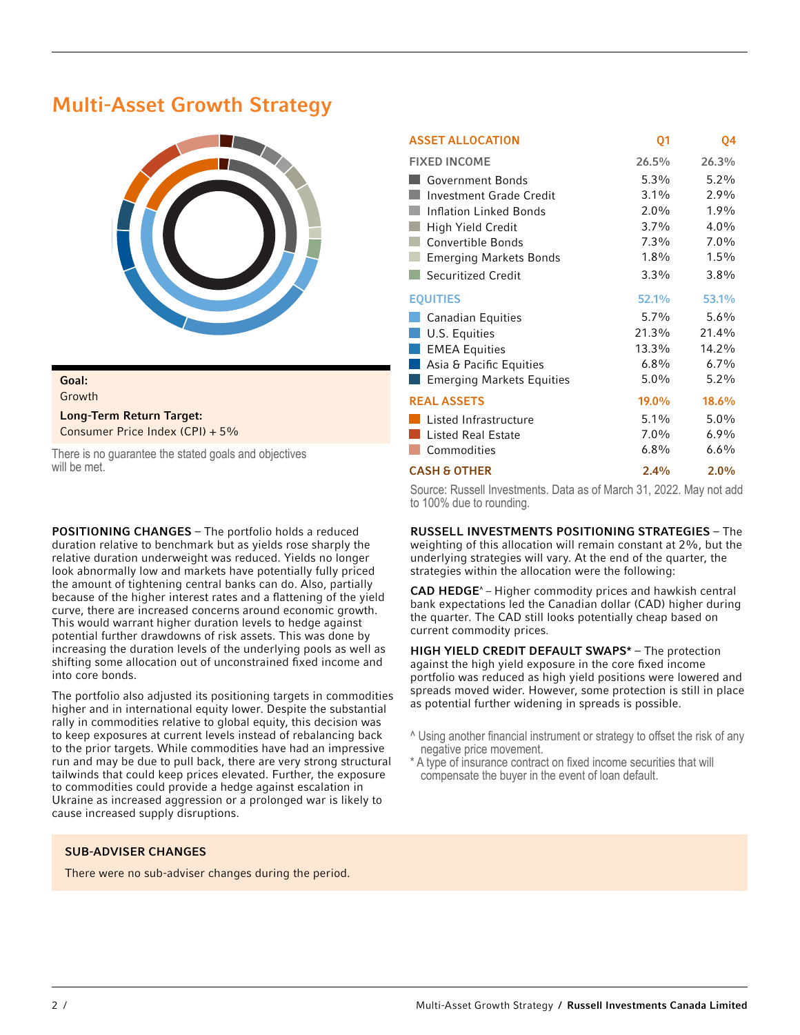# Multi-Asset Growth Strategy

**Goal:**
Growth

**Long-Term Return Target:**
Consumer Price Index (CPI) + 5%

There is no guarantee the stated goals and objectives will be met.

| ASSET ALLOCATION | Q1 | Q4 |
|---|---|---|
| **FIXED INCOME** | **26.5%** | **26.3%** |
| Government Bonds | 5.3% | 5.2% |
| Investment Grade Credit | 3.1% | 2.9% |
| Inflation Linked Bonds | 2.0% | 1.9% |
| High Yield Credit | 3.7% | 4.0% |
| Convertible Bonds | 7.3% | 7.0% |
| Emerging Markets Bonds | 1.8% | 1.5% |
| Securitized Credit | 3.3% | 3.8% |
| **EQUITIES** | **52.1%** | **53.1%** |
| Canadian Equities | 5.7% | 5.6% |
| U.S. Equities | 21.3% | 21.4% |
| EMEA Equities | 13.3% | 14.2% |
| Asia & Pacific Equities | 6.8% | 6.7% |
| Emerging Markets Equities | 5.0% | 5.2% |
| **REAL ASSETS** | **19.0%** | **18.6%** |
| Listed Infrastructure | 5.1% | 5.0% |
| Listed Real Estate | 7.0% | 6.9% |
| Commodities | 6.8% | 6.6% |
| **CASH & OTHER** | **2.4%** | **2.0%** |

Source: Russell Investments. Data as of March 31, 2022. May not add to 100% due to rounding.

**POSITIONING CHANGES** – The portfolio holds a reduced duration relative to benchmark but as yields rose sharply the relative duration underweight was reduced. Yields no longer look abnormally low and markets have potentially fully priced the amount of tightening central banks can do. Also, partially because of the higher interest rates and a flattening of the yield curve, there are increased concerns around economic growth. This would warrant higher duration levels to hedge against potential further drawdowns of risk assets. This was done by increasing the duration levels of the underlying pools as well as shifting some allocation out of unconstrained fixed income and into core bonds.

The portfolio also adjusted its positioning targets in commodities higher and in international equity lower. Despite the substantial rally in commodities relative to global equity, this decision was to keep exposures at current levels instead of rebalancing back to the prior targets. While commodities have had an impressive run and may be due to pull back, there are very strong structural tailwinds that could keep prices elevated. Further, the exposure to commodities could provide a hedge against escalation in Ukraine as increased aggression or a prolonged war is likely to cause increased supply disruptions.

**RUSSELL INVESTMENTS POSITIONING STRATEGIES** – The weighting of this allocation will remain constant at 2%, but the underlying strategies will vary. At the end of the quarter, the strategies within the allocation were the following:

**CAD HEDGE**^ – Higher commodity prices and hawkish central bank expectations led the Canadian dollar (CAD) higher during the quarter. The CAD still looks potentially cheap based on current commodity prices.

**HIGH YIELD CREDIT DEFAULT SWAPS*** – The protection against the high yield exposure in the core fixed income portfolio was reduced as high yield positions were lowered and spreads moved wider. However, some protection is still in place as potential further widening in spreads is possible.

^ Using another financial instrument or strategy to offset the risk of any negative price movement.

* A type of insurance contract on fixed income securities that will compensate the buyer in the event of loan default.

### SUB-ADVISER CHANGES

There were no sub-adviser changes during the period.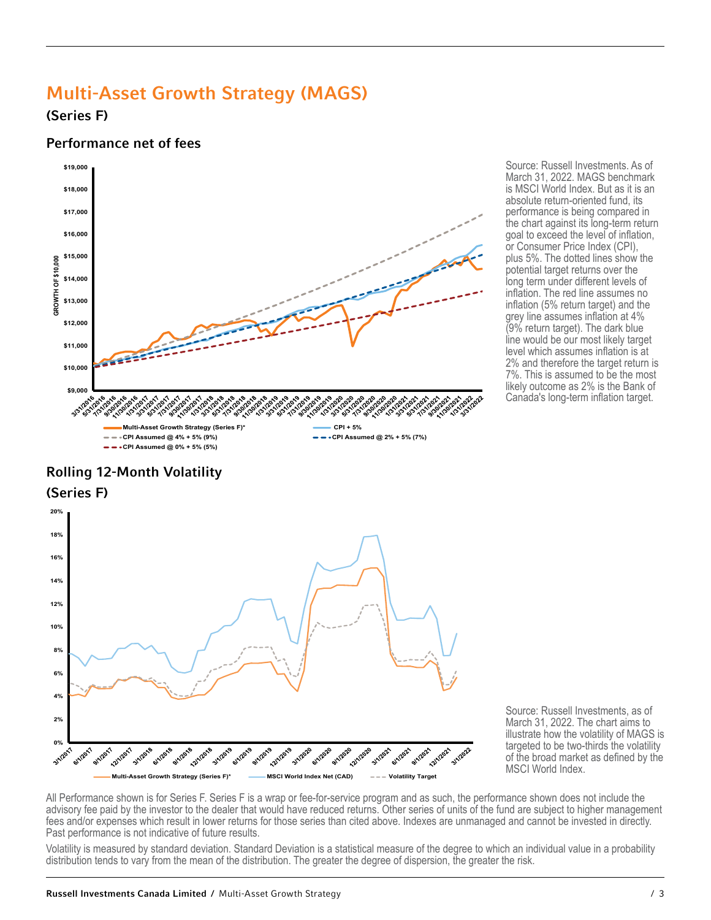# Multi-Asset Growth Strategy (MAGS)

## (Series F)

### Performance net of fees

Source: Russell Investments. As of March 31, 2022. MAGS benchmark is MSCI World Index. But as it is an absolute return-oriented fund, its performance is being compared in the chart against its long-term return goal to exceed the level of inflation, or Consumer Price Index (CPI), plus 5%. The dotted lines show the potential target returns over the long term under different levels of inflation. The red line assumes no inflation (5% return target) and the grey line assumes inflation at 4% (9% return target). The dark blue line would be our most likely target level which assumes inflation is at 2% and therefore the target return is 7%. This is assumed to be the most likely outcome as 2% is the Bank of Canada's long-term inflation target.

### Rolling 12-Month Volatility

### (Series F)

Source: Russell Investments, as of March 31, 2022. The chart aims to illustrate how the volatility of MAGS is targeted to be two-thirds the volatility of the broad market as defined by the MSCI World Index.

All Performance shown is for Series F. Series F is a wrap or fee-for-service program and as such, the performance shown does not include the advisory fee paid by the investor to the dealer that would have reduced returns. Other series of units of the fund are subject to higher management fees and/or expenses which result in lower returns for those series than cited above. Indexes are unmanaged and cannot be invested in directly. Past performance is not indicative of future results.

Volatility is measured by standard deviation. Standard Deviation is a statistical measure of the degree to which an individual value in a probability distribution tends to vary from the mean of the distribution. The greater the degree of dispersion, the greater the risk.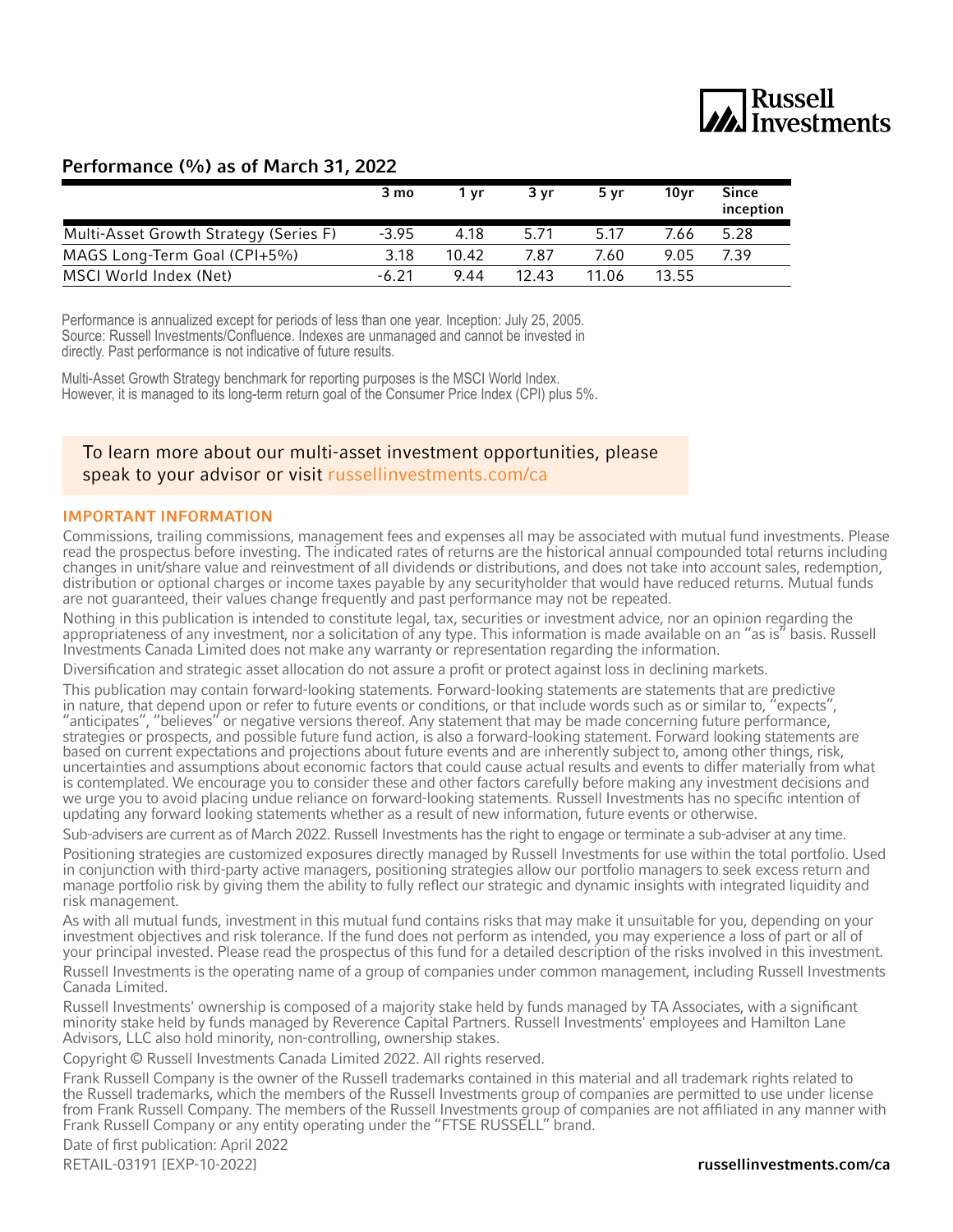## Performance (%) as of March 31, 2022

| | 3 mo | 1 yr | 3 yr | 5 yr | 10yr | Since inception |
|---|---|---|---|---|---|---|
| Multi-Asset Growth Strategy (Series F) | -3.95 | 4.18 | 5.71 | 5.17 | 7.66 | 5.28 |
| MAGS Long-Term Goal (CPI+5%) | 3.18 | 10.42 | 7.87 | 7.60 | 9.05 | 7.39 |
| MSCI World Index (Net) | -6.21 | 9.44 | 12.43 | 11.06 | 13.55 | |

Performance is annualized except for periods of less than one year. Inception: July 25, 2005. Source: Russell Investments/Confluence. Indexes are unmanaged and cannot be invested in directly. Past performance is not indicative of future results.

Multi-Asset Growth Strategy benchmark for reporting purposes is the MSCI World Index. However, it is managed to its long-term return goal of the Consumer Price Index (CPI) plus 5%.

To learn more about our multi-asset investment opportunities, please speak to your advisor or visit russellinvestments.com/ca

### IMPORTANT INFORMATION

Commissions, trailing commissions, management fees and expenses all may be associated with mutual fund investments. Please read the prospectus before investing. The indicated rates of returns are the historical annual compounded total returns including changes in unit/share value and reinvestment of all dividends or distributions, and does not take into account sales, redemption, distribution or optional charges or income taxes payable by any securityholder that would have reduced returns. Mutual funds are not guaranteed, their values change frequently and past performance may not be repeated.

Nothing in this publication is intended to constitute legal, tax, securities or investment advice, nor an opinion regarding the appropriateness of any investment, nor a solicitation of any type. This information is made available on an "as is" basis. Russell Investments Canada Limited does not make any warranty or representation regarding the information.

Diversification and strategic asset allocation do not assure a profit or protect against loss in declining markets.

This publication may contain forward-looking statements. Forward-looking statements are statements that are predictive in nature, that depend upon or refer to future events or conditions, or that include words such as or similar to, "expects", "anticipates", "believes" or negative versions thereof. Any statement that may be made concerning future performance, strategies or prospects, and possible future fund action, is also a forward-looking statement. Forward looking statements are based on current expectations and projections about future events and are inherently subject to, among other things, risk, uncertainties and assumptions about economic factors that could cause actual results and events to differ materially from what is contemplated. We encourage you to consider these and other factors carefully before making any investment decisions and we urge you to avoid placing undue reliance on forward-looking statements. Russell Investments has no specific intention of updating any forward looking statements whether as a result of new information, future events or otherwise.

Sub-advisers are current as of March 2022. Russell Investments has the right to engage or terminate a sub-adviser at any time.

Positioning strategies are customized exposures directly managed by Russell Investments for use within the total portfolio. Used in conjunction with third-party active managers, positioning strategies allow our portfolio managers to seek excess return and manage portfolio risk by giving them the ability to fully reflect our strategic and dynamic insights with integrated liquidity and risk management.

As with all mutual funds, investment in this mutual fund contains risks that may make it unsuitable for you, depending on your investment objectives and risk tolerance. If the fund does not perform as intended, you may experience a loss of part or all of your principal invested. Please read the prospectus of this fund for a detailed description of the risks involved in this investment.

Russell Investments is the operating name of a group of companies under common management, including Russell Investments Canada Limited.

Russell Investments' ownership is composed of a majority stake held by funds managed by TA Associates, with a significant minority stake held by funds managed by Reverence Capital Partners. Russell Investments' employees and Hamilton Lane Advisors, LLC also hold minority, non-controlling, ownership stakes.

Copyright © Russell Investments Canada Limited 2022. All rights reserved.

Frank Russell Company is the owner of the Russell trademarks contained in this material and all trademark rights related to the Russell trademarks, which the members of the Russell Investments group of companies are permitted to use under license from Frank Russell Company. The members of the Russell Investments group of companies are not affiliated in any manner with Frank Russell Company or any entity operating under the "FTSE RUSSELL" brand.

Date of first publication: April 2022

RETAIL-03191 [EXP-10-2022]

**russellinvestments.com/ca**